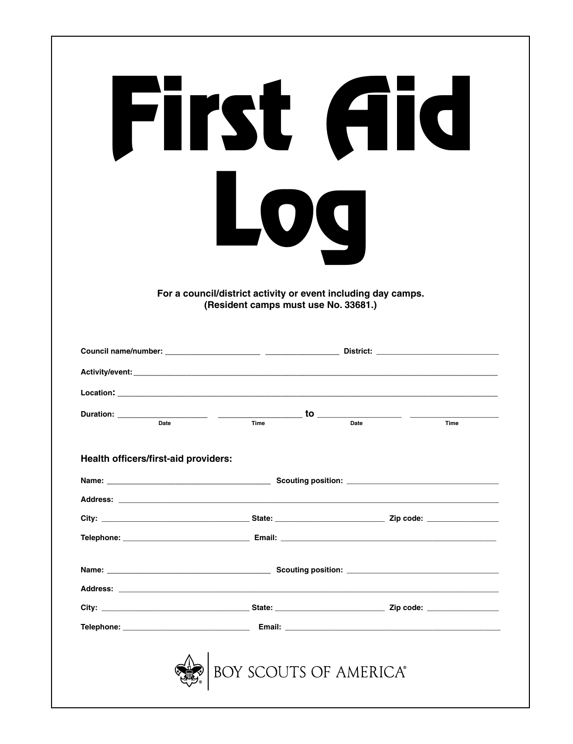# First Aid Log

**For a council/district activity or event including day camps.**
**(Resident camps must use No. 33681.)**

**Council name/number:** ______________________ ________________ **District:** ____________________________

**Activity/event:** ______________________________________________________________________________________

**Location:** ___________________________________________________________________________________________

**Duration:** ____________________ __________________ **to** __________________ ____________________
Date Time Date Time

**Health officers/first-aid providers:**

**Name:** ______________________________________ **Scouting position:** ___________________________________

**Address:** ____________________________________________________________________________________________

**City:** __________________________________ **State:** _________________________ **Zip code:** ________________

**Telephone:** _____________________________ **Email:** __________________________________________________

**Name:** ______________________________________ **Scouting position:** ___________________________________

**Address:** ____________________________________________________________________________________________

**City:** __________________________________ **State:** _________________________ **Zip code:** ________________

**Telephone:** _____________________________ **Email:** __________________________________________________

BOY SCOUTS OF AMERICA®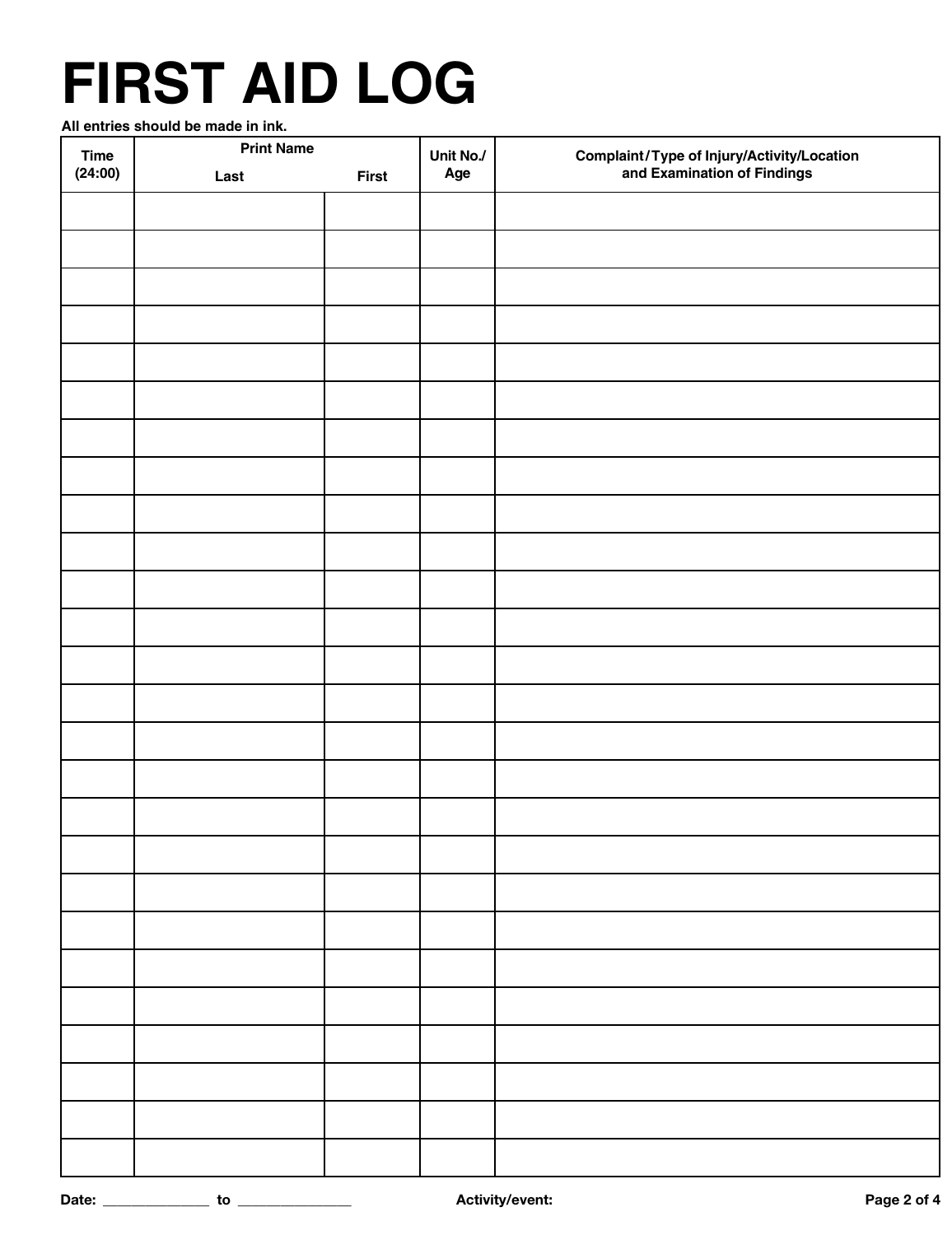# FIRST AID LOG

**All entries should be made in ink.**

| Time (24:00) | Print Name | | Unit No./ Age | Complaint/Type of Injury/Activity/Location and Examination of Findings |
|---|---|---|---|---|
| | Last | First | | |
| | | | | |
| | | | | |
| | | | | |
| | | | | |
| | | | | |
| | | | | |
| | | | | |
| | | | | |
| | | | | |
| | | | | |
| | | | | |
| | | | | |
| | | | | |
| | | | | |
| | | | | |
| | | | | |
| | | | | |
| | | | | |
| | | | | |
| | | | | |
| | | | | |
| | | | | |
| | | | | |
| | | | | |
| | | | | |

**Date:** ______________ **to** ______________ **Activity/event:**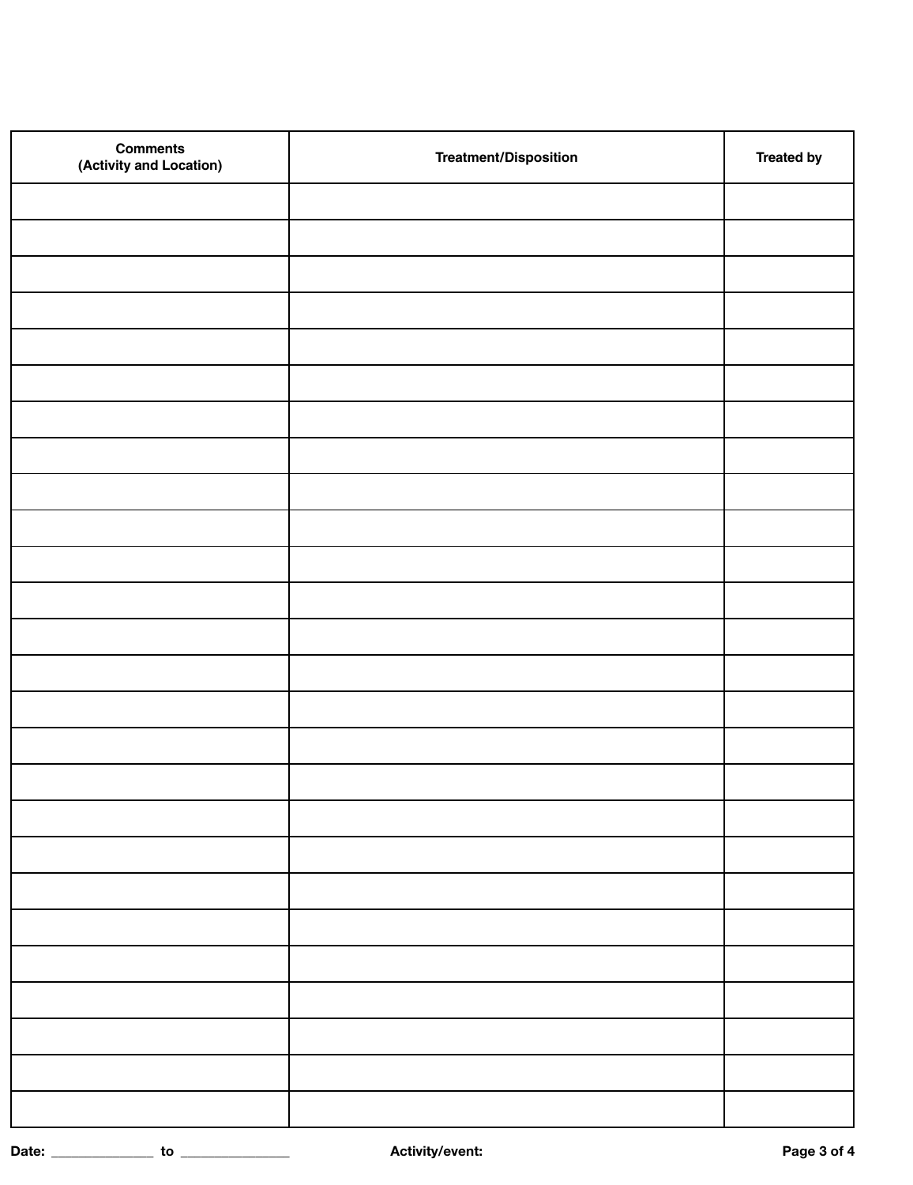| Comments (Activity and Location) | Treatment/Disposition | Treated by |
|---|---|---|
| | | |
| | | |
| | | |
| | | |
| | | |
| | | |
| | | |
| | | |
| | | |
| | | |
| | | |
| | | |
| | | |
| | | |
| | | |
| | | |
| | | |
| | | |
| | | |
| | | |
| | | |
| | | |
| | | |
| | | |
| | | |
| | | |

**Date:** _______________ **to** _______________ **Activity/event:**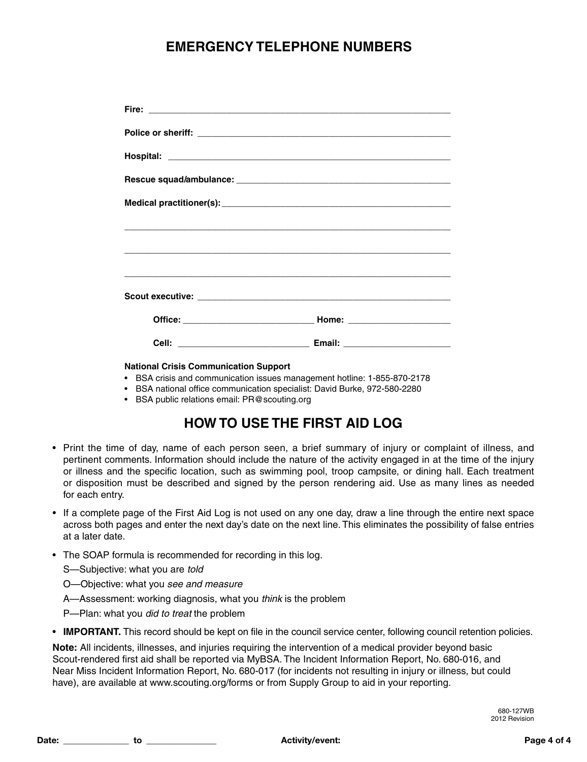# EMERGENCY TELEPHONE NUMBERS

**Fire:** ____________________________________________________________

**Police or sheriff:** ____________________________________________________

**Hospital:** ____________________________________________________________

**Rescue squad/ambulance:** ____________________________________________

**Medical practitioner(s):** _______________________________________________

______________________________________________________________________

______________________________________________________________________

______________________________________________________________________

**Scout executive:** _____________________________________________________

**Office:** __________________________ **Home:** ____________________

**Cell:** ___________________________ **Email:** _____________________

**National Crisis Communication Support**

- BSA crisis and communication issues management hotline: 1-855-870-2178
- BSA national office communication specialist: David Burke, 972-580-2280
- BSA public relations email: PR@scouting.org

# HOW TO USE THE FIRST AID LOG

- Print the time of day, name of each person seen, a brief summary of injury or complaint of illness, and pertinent comments. Information should include the nature of the activity engaged in at the time of the injury or illness and the specific location, such as swimming pool, troop campsite, or dining hall. Each treatment or disposition must be described and signed by the person rendering aid. Use as many lines as needed for each entry.
- If a complete page of the First Aid Log is not used on any one day, draw a line through the entire next space across both pages and enter the next day's date on the next line. This eliminates the possibility of false entries at a later date.
- The SOAP formula is recommended for recording in this log.

  S—Subjective: what you are *told*

  O—Objective: what you *see and measure*

  A—Assessment: working diagnosis, what you *think* is the problem

  P—Plan: what you *did to treat* the problem
- **IMPORTANT.** This record should be kept on file in the council service center, following council retention policies.

**Note:** All incidents, illnesses, and injuries requiring the intervention of a medical provider beyond basic Scout-rendered first aid shall be reported via MyBSA. The Incident Information Report, No. 680-016, and Near Miss Incident Information Report, No. 680-017 (for incidents not resulting in injury or illness, but could have), are available at www.scouting.org/forms or from Supply Group to aid in your reporting.

680-127WB
2012 Revision

**Date:** _____________ **to** ______________ **Activity/event:**